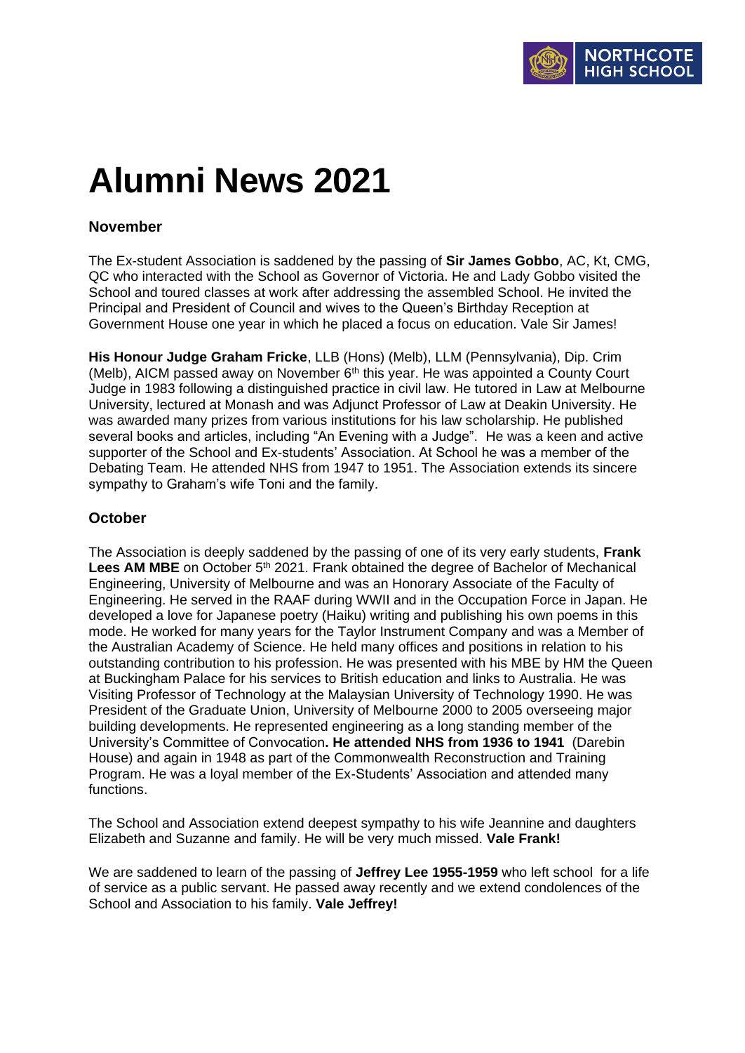# Alumni News 2021

### November

The Ex-student Association is saddened by the passing of **Sir James Gobbo**, AC, Kt, CMG, QC who interacted with the School as Governor of Victoria. He and Lady Gobbo visited the School and toured classes at work after addressing the assembled School. He invited the Principal and President of Council and wives to the Queen's Birthday Reception at Government House one year in which he placed a focus on education. Vale Sir James!

**His Honour Judge Graham Fricke**, LLB (Hons) (Melb), LLM (Pennsylvania), Dip. Crim (Melb), AICM passed away on November 6th this year. He was appointed a County Court Judge in 1983 following a distinguished practice in civil law. He tutored in Law at Melbourne University, lectured at Monash and was Adjunct Professor of Law at Deakin University. He was awarded many prizes from various institutions for his law scholarship. He published several books and articles, including "An Evening with a Judge". He was a keen and active supporter of the School and Ex-students' Association. At School he was a member of the Debating Team. He attended NHS from 1947 to 1951. The Association extends its sincere sympathy to Graham's wife Toni and the family.

### October

The Association is deeply saddened by the passing of one of its very early students, **Frank Lees AM MBE** on October 5th 2021. Frank obtained the degree of Bachelor of Mechanical Engineering, University of Melbourne and was an Honorary Associate of the Faculty of Engineering. He served in the RAAF during WWII and in the Occupation Force in Japan. He developed a love for Japanese poetry (Haiku) writing and publishing his own poems in this mode. He worked for many years for the Taylor Instrument Company and was a Member of the Australian Academy of Science. He held many offices and positions in relation to his outstanding contribution to his profession. He was presented with his MBE by HM the Queen at Buckingham Palace for his services to British education and links to Australia. He was Visiting Professor of Technology at the Malaysian University of Technology 1990. He was President of the Graduate Union, University of Melbourne 2000 to 2005 overseeing major building developments. He represented engineering as a long standing member of the University's Committee of Convocation**. He attended NHS from 1936 to 1941** (Darebin House) and again in 1948 as part of the Commonwealth Reconstruction and Training Program. He was a loyal member of the Ex-Students' Association and attended many functions.

The School and Association extend deepest sympathy to his wife Jeannine and daughters Elizabeth and Suzanne and family. He will be very much missed. **Vale Frank!**

We are saddened to learn of the passing of **Jeffrey Lee 1955-1959** who left school for a life of service as a public servant. He passed away recently and we extend condolences of the School and Association to his family. **Vale Jeffrey!**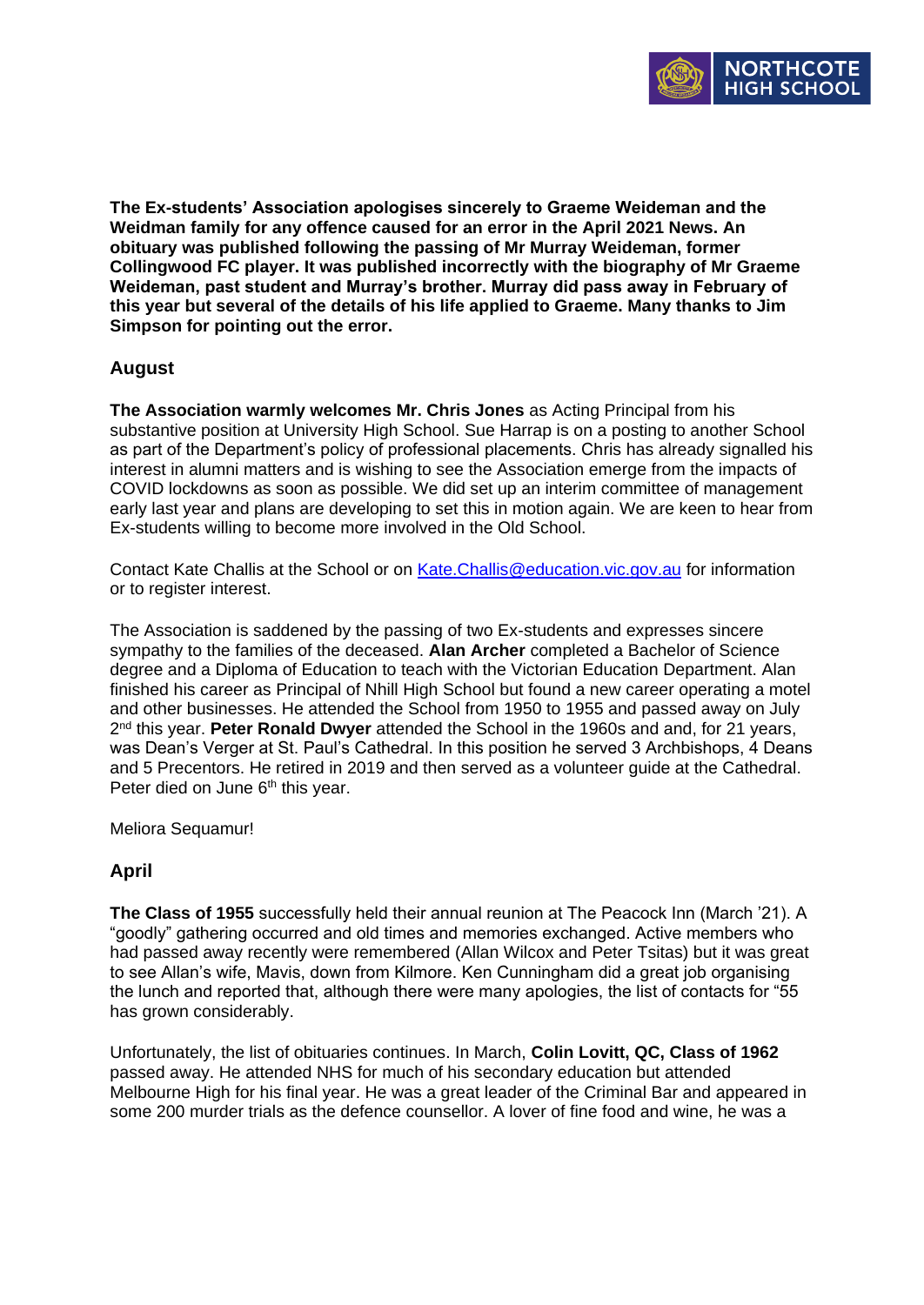**The Ex-students' Association apologises sincerely to Graeme Weideman and the Weidman family for any offence caused for an error in the April 2021 News. An obituary was published following the passing of Mr Murray Weideman, former Collingwood FC player. It was published incorrectly with the biography of Mr Graeme Weideman, past student and Murray's brother. Murray did pass away in February of this year but several of the details of his life applied to Graeme. Many thanks to Jim Simpson for pointing out the error.**

## August

**The Association warmly welcomes Mr. Chris Jones** as Acting Principal from his substantive position at University High School. Sue Harrap is on a posting to another School as part of the Department's policy of professional placements. Chris has already signalled his interest in alumni matters and is wishing to see the Association emerge from the impacts of COVID lockdowns as soon as possible. We did set up an interim committee of management early last year and plans are developing to set this in motion again. We are keen to hear from Ex-students willing to become more involved in the Old School.

Contact Kate Challis at the School or on [Kate.Challis@education.vic.gov.au](mailto:Kate.Challis@education.vic.gov.au) for information or to register interest.

The Association is saddened by the passing of two Ex-students and expresses sincere sympathy to the families of the deceased. **Alan Archer** completed a Bachelor of Science degree and a Diploma of Education to teach with the Victorian Education Department. Alan finished his career as Principal of Nhill High School but found a new career operating a motel and other businesses. He attended the School from 1950 to 1955 and passed away on July 2nd this year. **Peter Ronald Dwyer** attended the School in the 1960s and and, for 21 years, was Dean's Verger at St. Paul's Cathedral. In this position he served 3 Archbishops, 4 Deans and 5 Precentors. He retired in 2019 and then served as a volunteer guide at the Cathedral. Peter died on June 6th this year.

Meliora Sequamur!

## April

**The Class of 1955** successfully held their annual reunion at The Peacock Inn (March '21). A "goodly" gathering occurred and old times and memories exchanged. Active members who had passed away recently were remembered (Allan Wilcox and Peter Tsitas) but it was great to see Allan's wife, Mavis, down from Kilmore. Ken Cunningham did a great job organising the lunch and reported that, although there were many apologies, the list of contacts for "55 has grown considerably.

Unfortunately, the list of obituaries continues. In March, **Colin Lovitt, QC, Class of 1962** passed away. He attended NHS for much of his secondary education but attended Melbourne High for his final year. He was a great leader of the Criminal Bar and appeared in some 200 murder trials as the defence counsellor. A lover of fine food and wine, he was a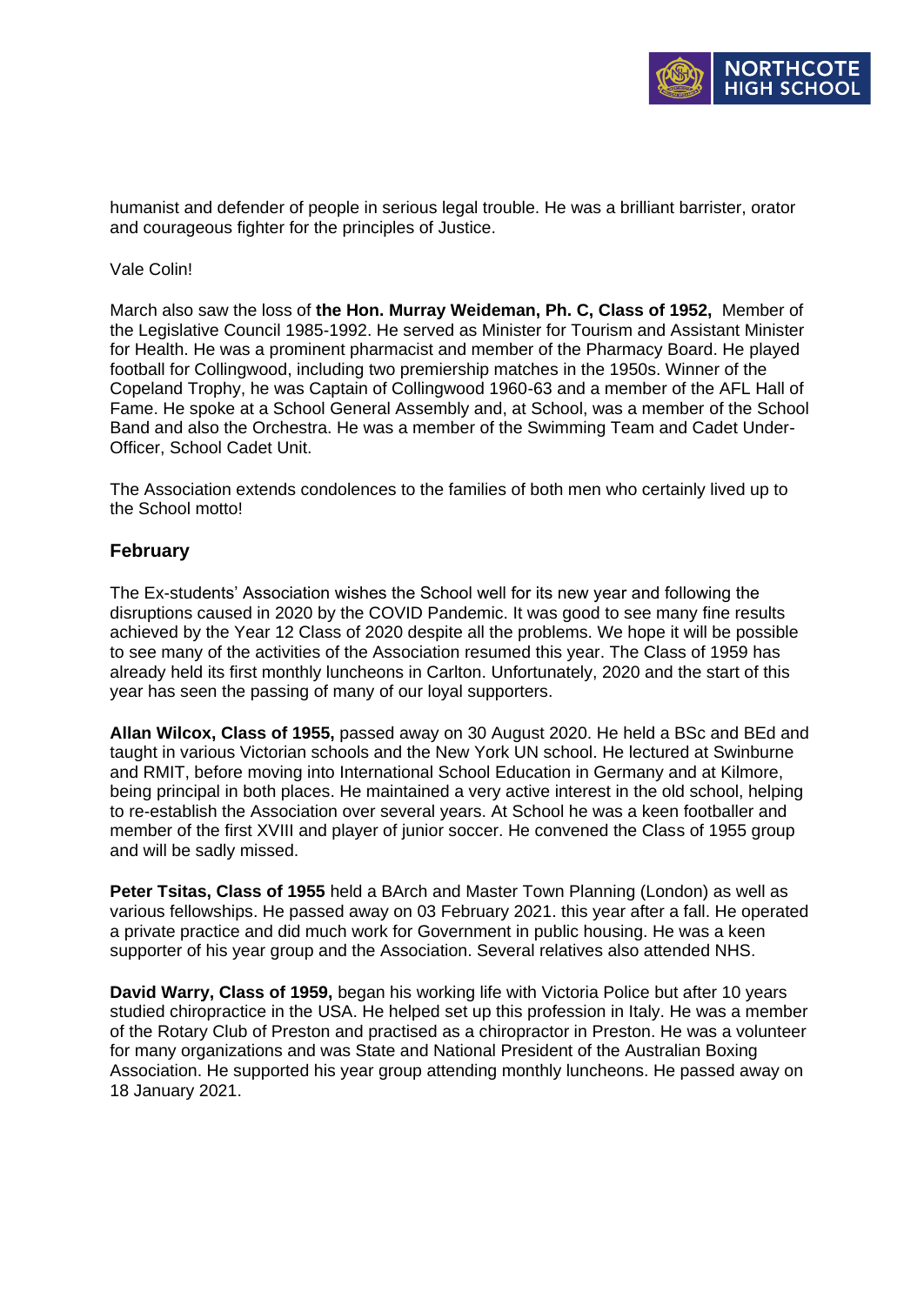humanist and defender of people in serious legal trouble. He was a brilliant barrister, orator and courageous fighter for the principles of Justice.

Vale Colin!

March also saw the loss of **the Hon. Murray Weideman, Ph. C, Class of 1952,** Member of the Legislative Council 1985-1992. He served as Minister for Tourism and Assistant Minister for Health. He was a prominent pharmacist and member of the Pharmacy Board. He played football for Collingwood, including two premiership matches in the 1950s. Winner of the Copeland Trophy, he was Captain of Collingwood 1960-63 and a member of the AFL Hall of Fame. He spoke at a School General Assembly and, at School, was a member of the School Band and also the Orchestra. He was a member of the Swimming Team and Cadet Under-Officer, School Cadet Unit.

The Association extends condolences to the families of both men who certainly lived up to the School motto!

## February

The Ex-students' Association wishes the School well for its new year and following the disruptions caused in 2020 by the COVID Pandemic. It was good to see many fine results achieved by the Year 12 Class of 2020 despite all the problems. We hope it will be possible to see many of the activities of the Association resumed this year. The Class of 1959 has already held its first monthly luncheons in Carlton. Unfortunately, 2020 and the start of this year has seen the passing of many of our loyal supporters.

**Allan Wilcox, Class of 1955,** passed away on 30 August 2020. He held a BSc and BEd and taught in various Victorian schools and the New York UN school. He lectured at Swinburne and RMIT, before moving into International School Education in Germany and at Kilmore, being principal in both places. He maintained a very active interest in the old school, helping to re-establish the Association over several years. At School he was a keen footballer and member of the first XVIII and player of junior soccer. He convened the Class of 1955 group and will be sadly missed.

**Peter Tsitas, Class of 1955** held a BArch and Master Town Planning (London) as well as various fellowships. He passed away on 03 February 2021. this year after a fall. He operated a private practice and did much work for Government in public housing. He was a keen supporter of his year group and the Association. Several relatives also attended NHS.

**David Warry, Class of 1959,** began his working life with Victoria Police but after 10 years studied chiropractice in the USA. He helped set up this profession in Italy. He was a member of the Rotary Club of Preston and practised as a chiropractor in Preston. He was a volunteer for many organizations and was State and National President of the Australian Boxing Association. He supported his year group attending monthly luncheons. He passed away on 18 January 2021.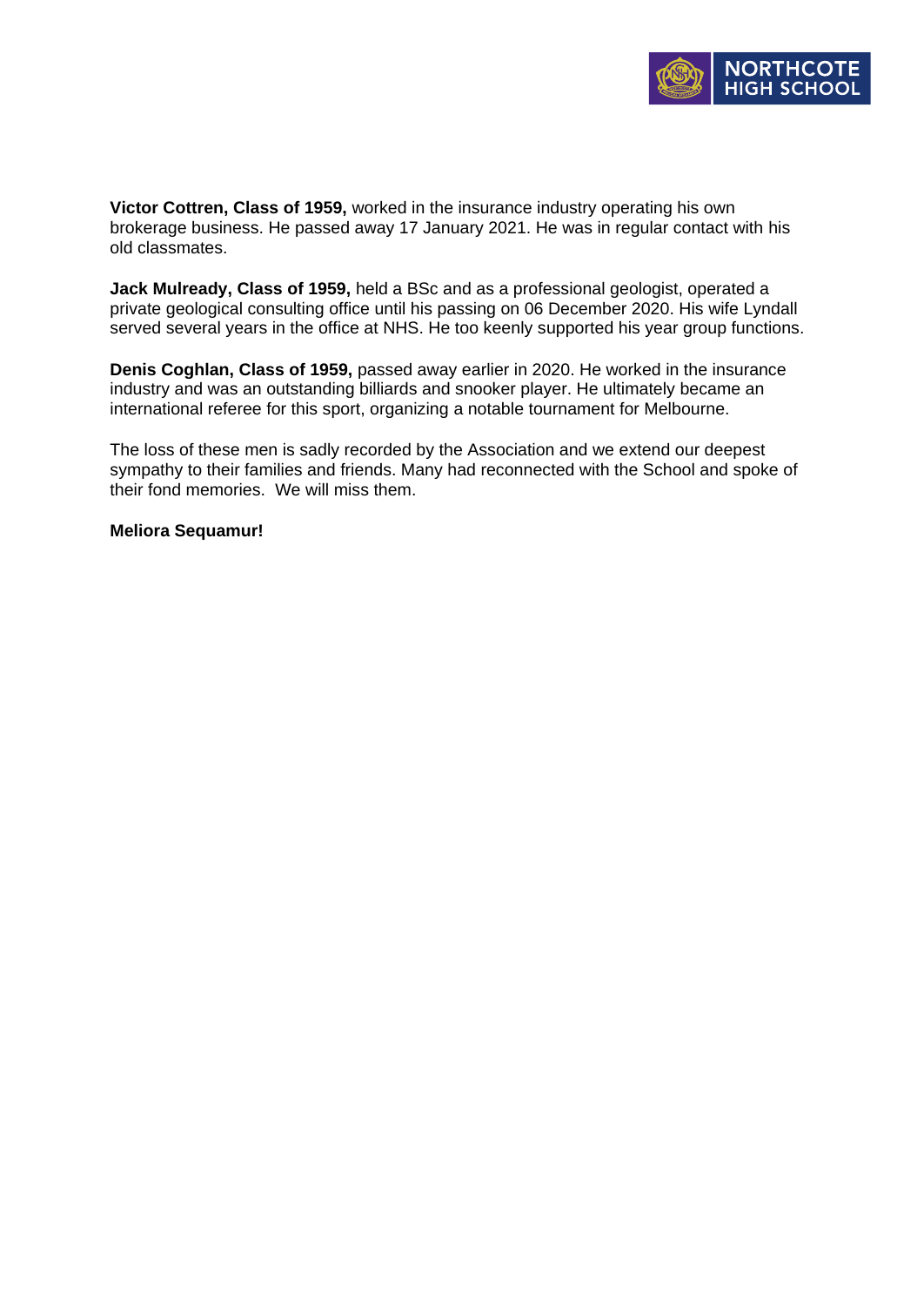**Victor Cottren, Class of 1959,** worked in the insurance industry operating his own brokerage business. He passed away 17 January 2021. He was in regular contact with his old classmates.

**Jack Mulready, Class of 1959,** held a BSc and as a professional geologist, operated a private geological consulting office until his passing on 06 December 2020. His wife Lyndall served several years in the office at NHS. He too keenly supported his year group functions.

**Denis Coghlan, Class of 1959,** passed away earlier in 2020. He worked in the insurance industry and was an outstanding billiards and snooker player. He ultimately became an international referee for this sport, organizing a notable tournament for Melbourne.

The loss of these men is sadly recorded by the Association and we extend our deepest sympathy to their families and friends. Many had reconnected with the School and spoke of their fond memories. We will miss them.

**Meliora Sequamur!**